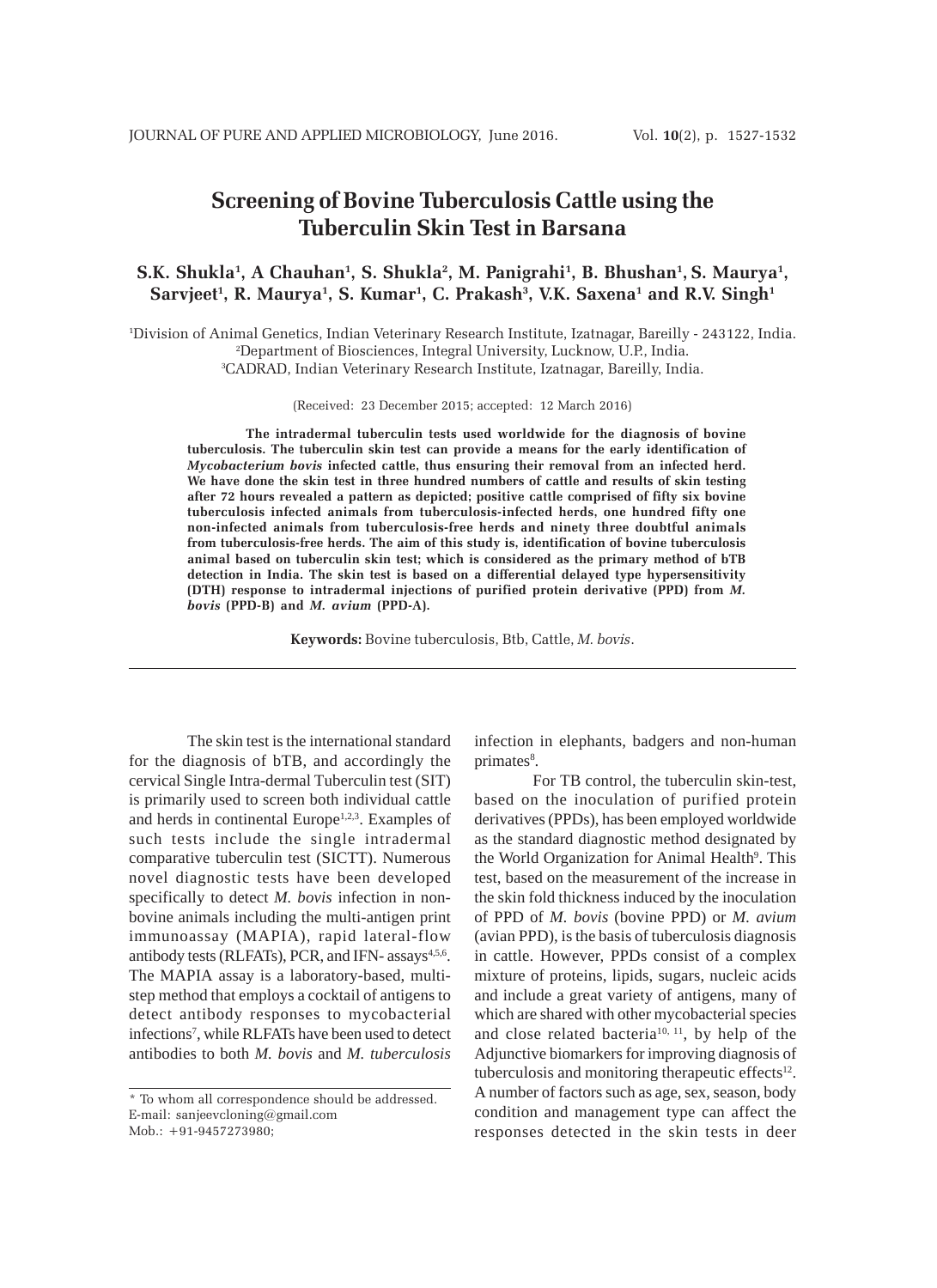# Screening of Bovine Tuberculosis Cattle using the Tuberculin Skin Test in Barsana

**S.K. Shukla[1], A Chauhan[1], S. Shukla[2], M. Panigrahi[1], B. Bhushan[1], S. Maurya[1], Sarvjeet[1], R. Maurya[1], S. Kumar[1], C. Prakash[3], V.K. Saxena[1] and R.V. Singh[1]**

[1]Division of Animal Genetics, Indian Veterinary Research Institute, Izatnagar, Bareilly - 243122, India.
[2]Department of Biosciences, Integral University, Lucknow, U.P., India.
[3]CADRAD, Indian Veterinary Research Institute, Izatnagar, Bareilly, India.

(Received: 23 December 2015; accepted: 12 March 2016)

**The intradermal tuberculin tests used worldwide for the diagnosis of bovine tuberculosis. The tuberculin skin test can provide a means for the early identification of *Mycobacterium bovis* infected cattle, thus ensuring their removal from an infected herd. We have done the skin test in three hundred numbers of cattle and results of skin testing after 72 hours revealed a pattern as depicted; positive cattle comprised of fifty six bovine tuberculosis infected animals from tuberculosis-infected herds, one hundred fifty one non-infected animals from tuberculosis-free herds and ninety three doubtful animals from tuberculosis-free herds. The aim of this study is, identification of bovine tuberculosis animal based on tuberculin skin test; which is considered as the primary method of bTB detection in India. The skin test is based on a differential delayed type hypersensitivity (DTH) response to intradermal injections of purified protein derivative (PPD) from *M. bovis* (PPD-B) and *M. avium* (PPD-A).**

**Keywords:** Bovine tuberculosis, Btb, Cattle, *M. bovis*.

---

The skin test is the international standard for the diagnosis of bTB, and accordingly the cervical Single Intra-dermal Tuberculin test (SIT) is primarily used to screen both individual cattle and herds in continental Europe[1,2,3]. Examples of such tests include the single intradermal comparative tuberculin test (SICTT). Numerous novel diagnostic tests have been developed specifically to detect *M. bovis* infection in non-bovine animals including the multi-antigen print immunoassay (MAPIA), rapid lateral-flow antibody tests (RLFATs), PCR, and IFN- assays[4,5,6]. The MAPIA assay is a laboratory-based, multi-step method that employs a cocktail of antigens to detect antibody responses to mycobacterial infections[7], while RLFATs have been used to detect antibodies to both *M. bovis* and *M. tuberculosis* infection in elephants, badgers and non-human primates[8].

For TB control, the tuberculin skin-test, based on the inoculation of purified protein derivatives (PPDs), has been employed worldwide as the standard diagnostic method designated by the World Organization for Animal Health[9]. This test, based on the measurement of the increase in the skin fold thickness induced by the inoculation of PPD of *M. bovis* (bovine PPD) or *M. avium* (avian PPD), is the basis of tuberculosis diagnosis in cattle. However, PPDs consist of a complex mixture of proteins, lipids, sugars, nucleic acids and include a great variety of antigens, many of which are shared with other mycobacterial species and close related bacteria[10, 11], by help of the Adjunctive biomarkers for improving diagnosis of tuberculosis and monitoring therapeutic effects[12]. A number of factors such as age, sex, season, body condition and management type can affect the responses detected in the skin tests in deer

---

\* To whom all correspondence should be addressed.
E-mail: sanjeevcloning@gmail.com
Mob.: +91-9457273980;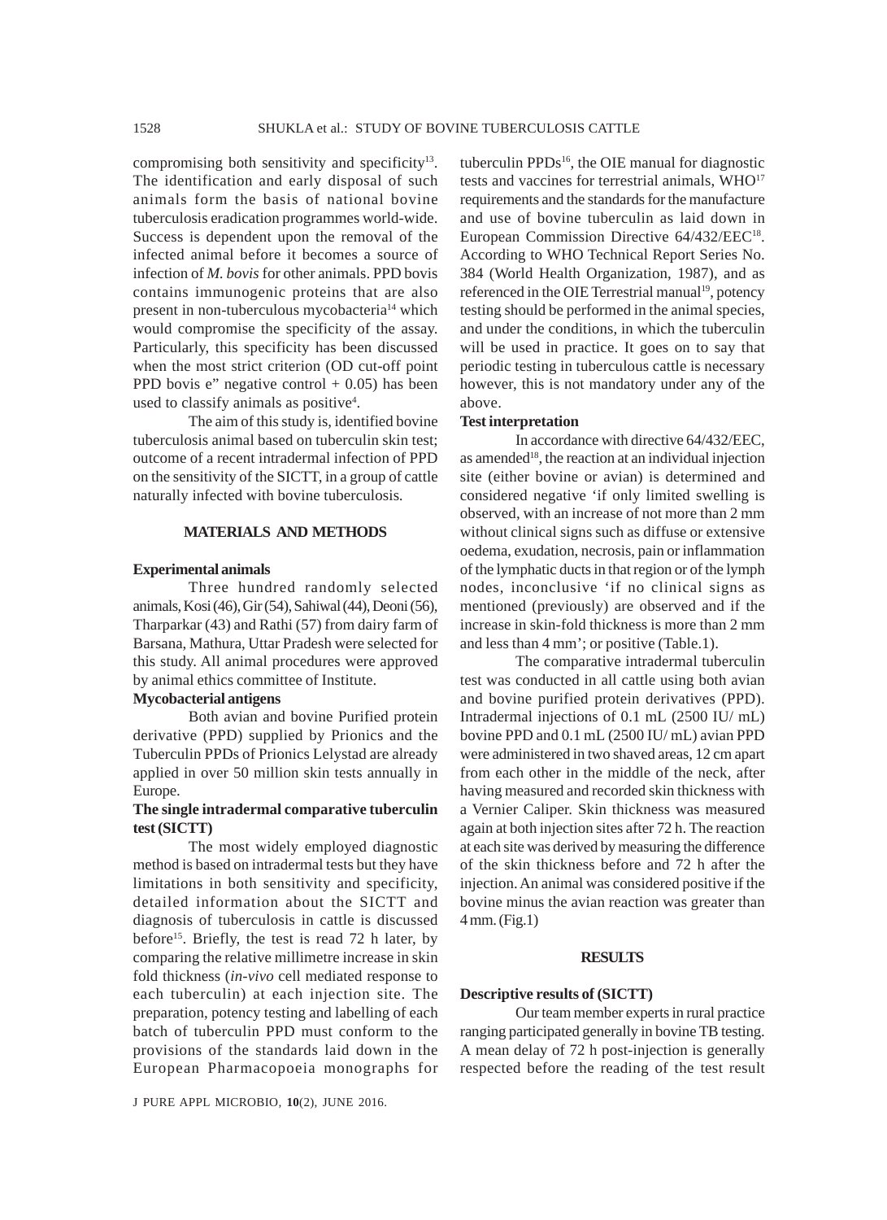compromising both sensitivity and specificity[13]. The identification and early disposal of such animals form the basis of national bovine tuberculosis eradication programmes world-wide. Success is dependent upon the removal of the infected animal before it becomes a source of infection of *M. bovis* for other animals. PPD bovis contains immunogenic proteins that are also present in non-tuberculous mycobacteria[14] which would compromise the specificity of the assay. Particularly, this specificity has been discussed when the most strict criterion (OD cut-off point PPD bovis e" negative control + 0.05) has been used to classify animals as positive[4].

The aim of this study is, identified bovine tuberculosis animal based on tuberculin skin test; outcome of a recent intradermal infection of PPD on the sensitivity of the SICTT, in a group of cattle naturally infected with bovine tuberculosis.

## MATERIALS AND METHODS

### Experimental animals

Three hundred randomly selected animals, Kosi (46), Gir (54), Sahiwal (44), Deoni (56), Tharparkar (43) and Rathi (57) from dairy farm of Barsana, Mathura, Uttar Pradesh were selected for this study. All animal procedures were approved by animal ethics committee of Institute.

### Mycobacterial antigens

Both avian and bovine Purified protein derivative (PPD) supplied by Prionics and the Tuberculin PPDs of Prionics Lelystad are already applied in over 50 million skin tests annually in Europe.

### The single intradermal comparative tuberculin test (SICTT)

The most widely employed diagnostic method is based on intradermal tests but they have limitations in both sensitivity and specificity, detailed information about the SICTT and diagnosis of tuberculosis in cattle is discussed before[15]. Briefly, the test is read 72 h later, by comparing the relative millimetre increase in skin fold thickness (*in-vivo* cell mediated response to each tuberculin) at each injection site. The preparation, potency testing and labelling of each batch of tuberculin PPD must conform to the provisions of the standards laid down in the European Pharmacopoeia monographs for tuberculin PPDs[16], the OIE manual for diagnostic tests and vaccines for terrestrial animals, WHO[17] requirements and the standards for the manufacture and use of bovine tuberculin as laid down in European Commission Directive 64/432/EEC[18]. According to WHO Technical Report Series No. 384 (World Health Organization, 1987), and as referenced in the OIE Terrestrial manual[19], potency testing should be performed in the animal species, and under the conditions, in which the tuberculin will be used in practice. It goes on to say that periodic testing in tuberculous cattle is necessary however, this is not mandatory under any of the above.

### Test interpretation

In accordance with directive 64/432/EEC, as amended[18], the reaction at an individual injection site (either bovine or avian) is determined and considered negative 'if only limited swelling is observed, with an increase of not more than 2 mm without clinical signs such as diffuse or extensive oedema, exudation, necrosis, pain or inflammation of the lymphatic ducts in that region or of the lymph nodes, inconclusive 'if no clinical signs as mentioned (previously) are observed and if the increase in skin-fold thickness is more than 2 mm and less than 4 mm'; or positive (Table.1).

The comparative intradermal tuberculin test was conducted in all cattle using both avian and bovine purified protein derivatives (PPD). Intradermal injections of 0.1 mL (2500 IU/ mL) bovine PPD and 0.1 mL (2500 IU/ mL) avian PPD were administered in two shaved areas, 12 cm apart from each other in the middle of the neck, after having measured and recorded skin thickness with a Vernier Caliper. Skin thickness was measured again at both injection sites after 72 h. The reaction at each site was derived by measuring the difference of the skin thickness before and 72 h after the injection. An animal was considered positive if the bovine minus the avian reaction was greater than 4 mm. (Fig.1)

## RESULTS

### Descriptive results of (SICTT)

Our team member experts in rural practice ranging participated generally in bovine TB testing. A mean delay of 72 h post-injection is generally respected before the reading of the test result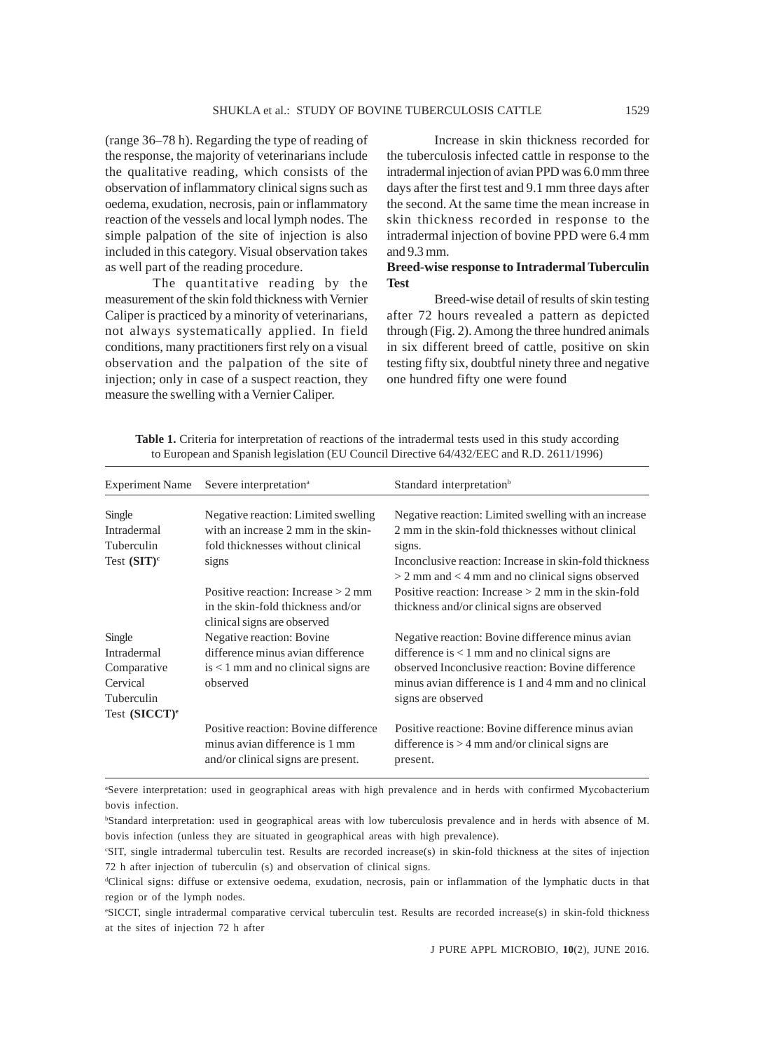(range 36–78 h). Regarding the type of reading of the response, the majority of veterinarians include the qualitative reading, which consists of the observation of inflammatory clinical signs such as oedema, exudation, necrosis, pain or inflammatory reaction of the vessels and local lymph nodes. The simple palpation of the site of injection is also included in this category. Visual observation takes as well part of the reading procedure.

The quantitative reading by the measurement of the skin fold thickness with Vernier Caliper is practiced by a minority of veterinarians, not always systematically applied. In field conditions, many practitioners first rely on a visual observation and the palpation of the site of injection; only in case of a suspect reaction, they measure the swelling with a Vernier Caliper.

Increase in skin thickness recorded for the tuberculosis infected cattle in response to the intradermal injection of avian PPD was 6.0 mm three days after the first test and 9.1 mm three days after the second. At the same time the mean increase in skin thickness recorded in response to the intradermal injection of bovine PPD were 6.4 mm and 9.3 mm.

**Breed-wise response to Intradermal Tuberculin Test**

Breed-wise detail of results of skin testing after 72 hours revealed a pattern as depicted through (Fig. 2). Among the three hundred animals in six different breed of cattle, positive on skin testing fifty six, doubtful ninety three and negative one hundred fifty one were found

**Table 1.** Criteria for interpretation of reactions of the intradermal tests used in this study according to European and Spanish legislation (EU Council Directive 64/432/EEC and R.D. 2611/1996)

| Experiment Name | Severe interpretation[a] | Standard interpretation[b] |
|---|---|---|
| Single Intradermal Tuberculin Test **(SIT)**[c] | Negative reaction: Limited swelling with an increase 2 mm in the skin-fold thicknesses without clinical signs | Negative reaction: Limited swelling with an increase 2 mm in the skin-fold thicknesses without clinical signs. Inconclusive reaction: Increase in skin-fold thickness > 2 mm and < 4 mm and no clinical signs observed |
| | Positive reaction: Increase > 2 mm in the skin-fold thickness and/or clinical signs are observed | Positive reaction: Increase > 2 mm in the skin-fold thickness and/or clinical signs are observed |
| Single Intradermal Comparative Cervical Tuberculin Test **(SICCT)**[e] | Negative reaction: Bovine difference minus avian difference is < 1 mm and no clinical signs are observed | Negative reaction: Bovine difference minus avian difference is < 1 mm and no clinical signs are observed Inconclusive reaction: Bovine difference minus avian difference is 1 and 4 mm and no clinical signs are observed |
| | Positive reaction: Bovine difference minus avian difference is 1 mm and/or clinical signs are present. | Positive reactione: Bovine difference minus avian difference is > 4 mm and/or clinical signs are present. |

[a]Severe interpretation: used in geographical areas with high prevalence and in herds with confirmed Mycobacterium bovis infection.

[b]Standard interpretation: used in geographical areas with low tuberculosis prevalence and in herds with absence of M. bovis infection (unless they are situated in geographical areas with high prevalence).

[c]SIT, single intradermal tuberculin test. Results are recorded increase(s) in skin-fold thickness at the sites of injection 72 h after injection of tuberculin (s) and observation of clinical signs.

[d]Clinical signs: diffuse or extensive oedema, exudation, necrosis, pain or inflammation of the lymphatic ducts in that region or of the lymph nodes.

[e]SICCT, single intradermal comparative cervical tuberculin test. Results are recorded increase(s) in skin-fold thickness at the sites of injection 72 h after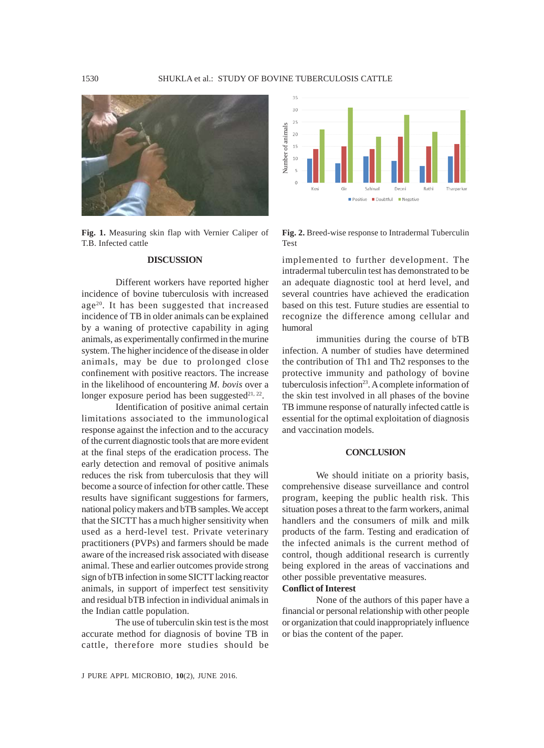Fig. 1. Measuring skin flap with Vernier Caliper of T.B. Infected cattle

35
30
25
20
15
10
5
0
Number of animals
Kosi
Gir
Sahiwal
Deoni
Rathi
Tharparkar
Positive
Doubtful
Negative

**Fig. 2.** Breed-wise response to Intradermal Tuberculin Test

## DISCUSSION

Different workers have reported higher incidence of bovine tuberculosis with increased age[20]. It has been suggested that increased incidence of TB in older animals can be explained by a waning of protective capability in aging animals, as experimentally confirmed in the murine system. The higher incidence of the disease in older animals, may be due to prolonged close confinement with positive reactors. The increase in the likelihood of encountering *M. bovis* over a longer exposure period has been suggested[21, 22].

Identification of positive animal certain limitations associated to the immunological response against the infection and to the accuracy of the current diagnostic tools that are more evident at the final steps of the eradication process. The early detection and removal of positive animals reduces the risk from tuberculosis that they will become a source of infection for other cattle. These results have significant suggestions for farmers, national policy makers and bTB samples. We accept that the SICTT has a much higher sensitivity when used as a herd-level test. Private veterinary practitioners (PVPs) and farmers should be made aware of the increased risk associated with disease animal. These and earlier outcomes provide strong sign of bTB infection in some SICTT lacking reactor animals, in support of imperfect test sensitivity and residual bTB infection in individual animals in the Indian cattle population.

The use of tuberculin skin test is the most accurate method for diagnosis of bovine TB in cattle, therefore more studies should be implemented to further development. The intradermal tuberculin test has demonstrated to be an adequate diagnostic tool at herd level, and several countries have achieved the eradication based on this test. Future studies are essential to recognize the difference among cellular and humoral

immunities during the course of bTB infection. A number of studies have determined the contribution of Th1 and Th2 responses to the protective immunity and pathology of bovine tuberculosis infection[23]. A complete information of the skin test involved in all phases of the bovine TB immune response of naturally infected cattle is essential for the optimal exploitation of diagnosis and vaccination models.

## CONCLUSION

We should initiate on a priority basis, comprehensive disease surveillance and control program, keeping the public health risk. This situation poses a threat to the farm workers, animal handlers and the consumers of milk and milk products of the farm. Testing and eradication of the infected animals is the current method of control, though additional research is currently being explored in the areas of vaccinations and other possible preventative measures.

**Conflict of Interest**

None of the authors of this paper have a financial or personal relationship with other people or organization that could inappropriately influence or bias the content of the paper.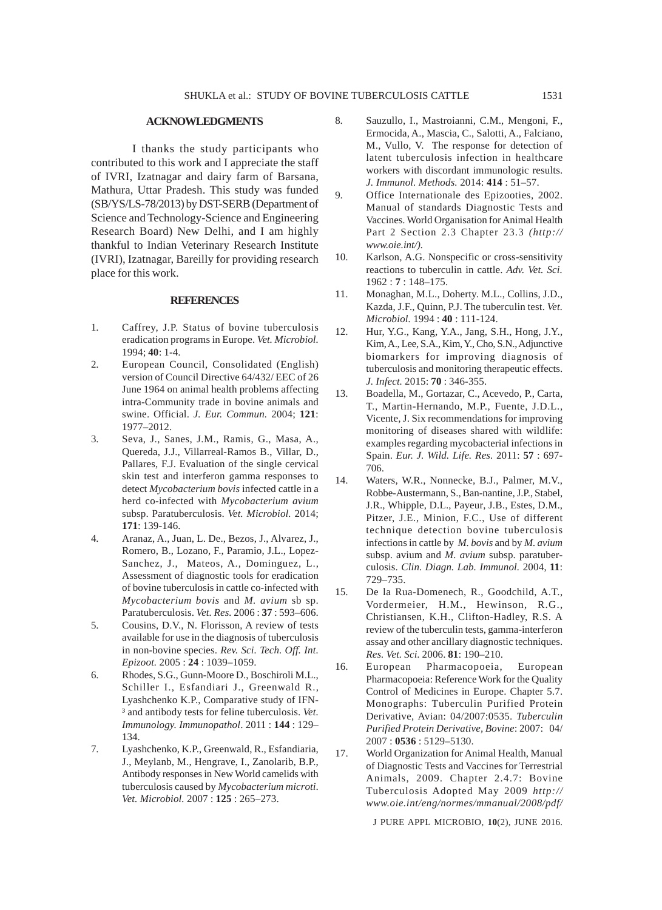## ACKNOWLEDGMENTS

I thanks the study participants who contributed to this work and I appreciate the staff of IVRI, Izatnagar and dairy farm of Barsana, Mathura, Uttar Pradesh. This study was funded (SB/YS/LS-78/2013) by DST-SERB (Department of Science and Technology-Science and Engineering Research Board) New Delhi, and I am highly thankful to Indian Veterinary Research Institute (IVRI), Izatnagar, Bareilly for providing research place for this work.

## REFERENCES

1. Caffrey, J.P. Status of bovine tuberculosis eradication programs in Europe. *Vet. Microbiol.* 1994; **40**: 1-4.
2. European Council, Consolidated (English) version of Council Directive 64/432/ EEC of 26 June 1964 on animal health problems affecting intra-Community trade in bovine animals and swine. Official. *J. Eur. Commun.* 2004; **121**: 1977–2012.
3. Seva, J., Sanes, J.M., Ramis, G., Masa, A., Quereda, J.J., Villarreal-Ramos B., Villar, D., Pallares, F.J. Evaluation of the single cervical skin test and interferon gamma responses to detect *Mycobacterium bovis* infected cattle in a herd co-infected with *Mycobacterium avium* subsp. Paratuberculosis. *Vet. Microbiol.* 2014; **171**: 139-146.
4. Aranaz, A., Juan, L. De., Bezos, J., Alvarez, J., Romero, B., Lozano, F., Paramio, J.L., Lopez-Sanchez, J., Mateos, A., Dominguez, L., Assessment of diagnostic tools for eradication of bovine tuberculosis in cattle co-infected with *Mycobacterium bovis* and *M. avium* sb sp. Paratuberculosis. *Vet. Res.* 2006 : **37** : 593–606.
5. Cousins, D.V., N. Florisson, A review of tests available for use in the diagnosis of tuberculosis in non-bovine species. *Rev. Sci. Tech. Off. Int. Epizoot.* 2005 : **24** : 1039–1059.
6. Rhodes, S.G., Gunn-Moore D., Boschiroli M.L., Schiller I., Esfandiari J., Greenwald R., Lyashchenko K.P., Comparative study of IFN-³ and antibody tests for feline tuberculosis. *Vet. Immunology. Immunopathol.* 2011 : **144** : 129–134.
7. Lyashchenko, K.P., Greenwald, R., Esfandiaria, J., Meylanb, M., Hengrave, I., Zanolarib, B.P., Antibody responses in New World camelids with tuberculosis caused by *Mycobacterium microti*. *Vet. Microbiol.* 2007 : **125** : 265–273.
8. Sauzullo, I., Mastroianni, C.M., Mengoni, F., Ermocida, A., Mascia, C., Salotti, A., Falciano, M., Vullo, V. The response for detection of latent tuberculosis infection in healthcare workers with discordant immunologic results. *J. Immunol. Methods.* 2014: **414** : 51–57.
9. Office Internationale des Epizooties, 2002. Manual of standards Diagnostic Tests and Vaccines. World Organisation for Animal Health Part 2 Section 2.3 Chapter 23.3 *(http://www.oie.int/).*
10. Karlson, A.G. Nonspecific or cross-sensitivity reactions to tuberculin in cattle. *Adv. Vet. Sci.* 1962 : **7** : 148–175.
11. Monaghan, M.L., Doherty. M.L., Collins, J.D., Kazda, J.F., Quinn, P.J. The tuberculin test. *Vet. Microbiol.* 1994 : **40** : 111-124.
12. Hur, Y.G., Kang, Y.A., Jang, S.H., Hong, J.Y., Kim, A., Lee, S.A., Kim, Y., Cho, S.N., Adjunctive biomarkers for improving diagnosis of tuberculosis and monitoring therapeutic effects. *J. Infect.* 2015: **70** : 346-355.
13. Boadella, M., Gortazar, C., Acevedo, P., Carta, T., Martin-Hernando, M.P., Fuente, J.D.L., Vicente, J. Six recommendations for improving monitoring of diseases shared with wildlife: examples regarding mycobacterial infections in Spain. *Eur. J. Wild. Life. Res.* 2011: **57** : 697-706.
14. Waters, W.R., Nonnecke, B.J., Palmer, M.V., Robbe-Austermann, S., Ban-nantine, J.P., Stabel, J.R., Whipple, D.L., Payeur, J.B., Estes, D.M., Pitzer, J.E., Minion, F.C., Use of different technique detection bovine tuberculosis infections in cattle by *M. bovis* and by *M. avium* subsp. avium and *M. avium* subsp. paratuberculosis. *Clin. Diagn. Lab. Immunol.* 2004, **11**: 729–735.
15. De la Rua-Domenech, R., Goodchild, A.T., Vordermeier, H.M., Hewinson, R.G., Christiansen, K.H., Clifton-Hadley, R.S. A review of the tuberculin tests, gamma-interferon assay and other ancillary diagnostic techniques. *Res. Vet. Sci.* 2006. **81**: 190–210.
16. European Pharmacopoeia, European Pharmacopoeia: Reference Work for the Quality Control of Medicines in Europe. Chapter 5.7. Monographs: Tuberculin Purified Protein Derivative, Avian: 04/2007:0535. *Tuberculin Purified Protein Derivative, Bovine*: 2007: 04/ 2007 : **0536** : 5129–5130.
17. World Organization for Animal Health, Manual of Diagnostic Tests and Vaccines for Terrestrial Animals, 2009. Chapter 2.4.7: Bovine Tuberculosis Adopted May 2009 *http://www.oie.int/eng/normes/mmanual/2008/pdf/*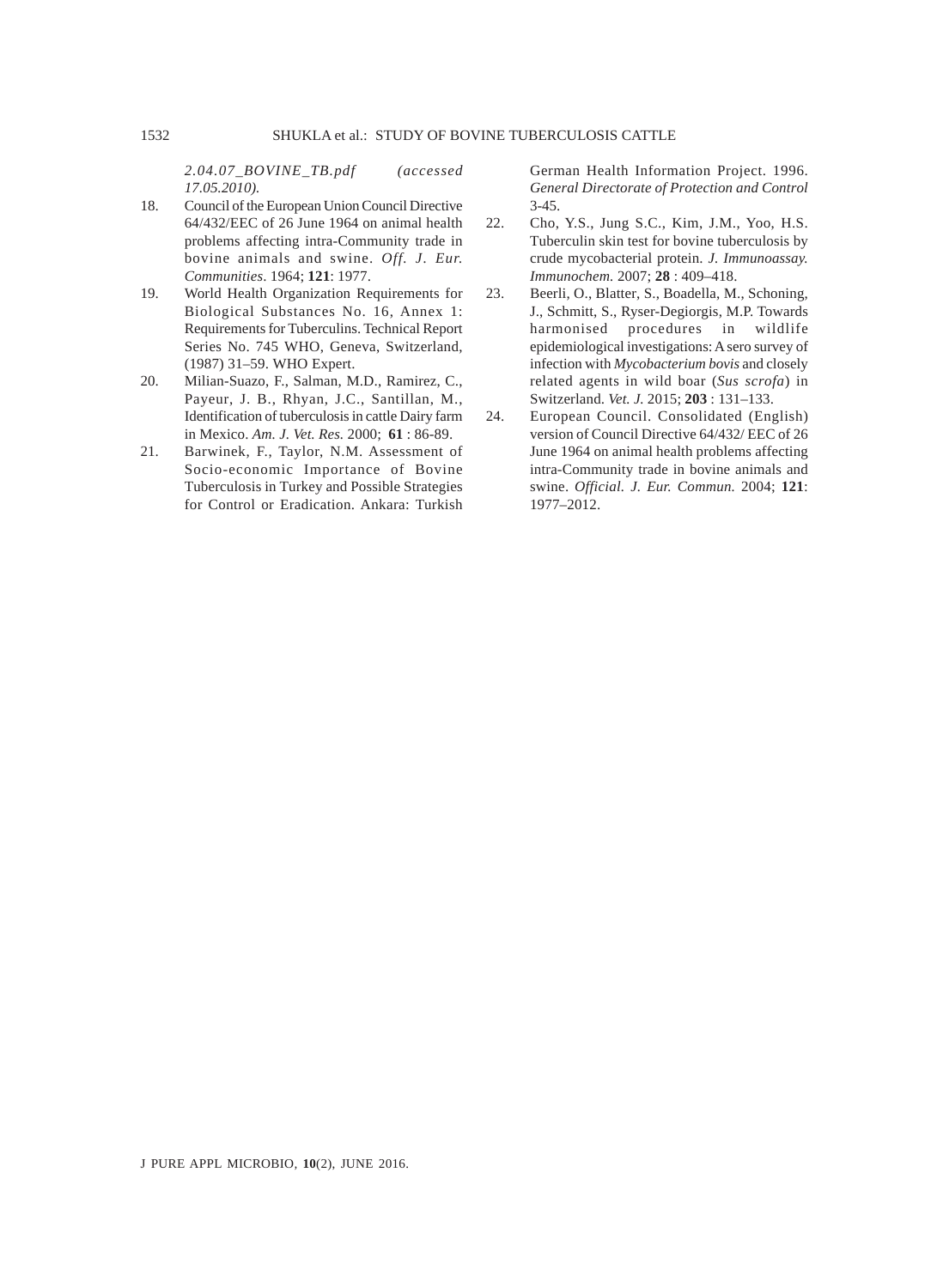*2.04.07_BOVINE_TB.pdf (accessed 17.05.2010).*

18. Council of the European Union Council Directive 64/432/EEC of 26 June 1964 on animal health problems affecting intra-Community trade in bovine animals and swine. *Off. J. Eur. Communities*. 1964; **121**: 1977.
19. World Health Organization Requirements for Biological Substances No. 16, Annex 1: Requirements for Tuberculins. Technical Report Series No. 745 WHO, Geneva, Switzerland, (1987) 31–59. WHO Expert.
20. Milian-Suazo, F., Salman, M.D., Ramirez, C., Payeur, J. B., Rhyan, J.C., Santillan, M., Identification of tuberculosis in cattle Dairy farm in Mexico. *Am. J. Vet. Res.* 2000; **61** : 86-89.
21. Barwinek, F., Taylor, N.M. Assessment of Socio-economic Importance of Bovine Tuberculosis in Turkey and Possible Strategies for Control or Eradication. Ankara: Turkish German Health Information Project. 1996. *General Directorate of Protection and Control* 3-45.
22. Cho, Y.S., Jung S.C., Kim, J.M., Yoo, H.S. Tuberculin skin test for bovine tuberculosis by crude mycobacterial protein. *J. Immunoassay. Immunochem.* 2007; **28** : 409–418.
23. Beerli, O., Blatter, S., Boadella, M., Schoning, J., Schmitt, S., Ryser-Degiorgis, M.P. Towards harmonised procedures in wildlife epidemiological investigations: A sero survey of infection with *Mycobacterium bovis* and closely related agents in wild boar (*Sus scrofa*) in Switzerland. *Vet. J.* 2015; **203** : 131–133.
24. European Council. Consolidated (English) version of Council Directive 64/432/ EEC of 26 June 1964 on animal health problems affecting intra-Community trade in bovine animals and swine. *Official. J. Eur. Commun.* 2004; **121**: 1977–2012.